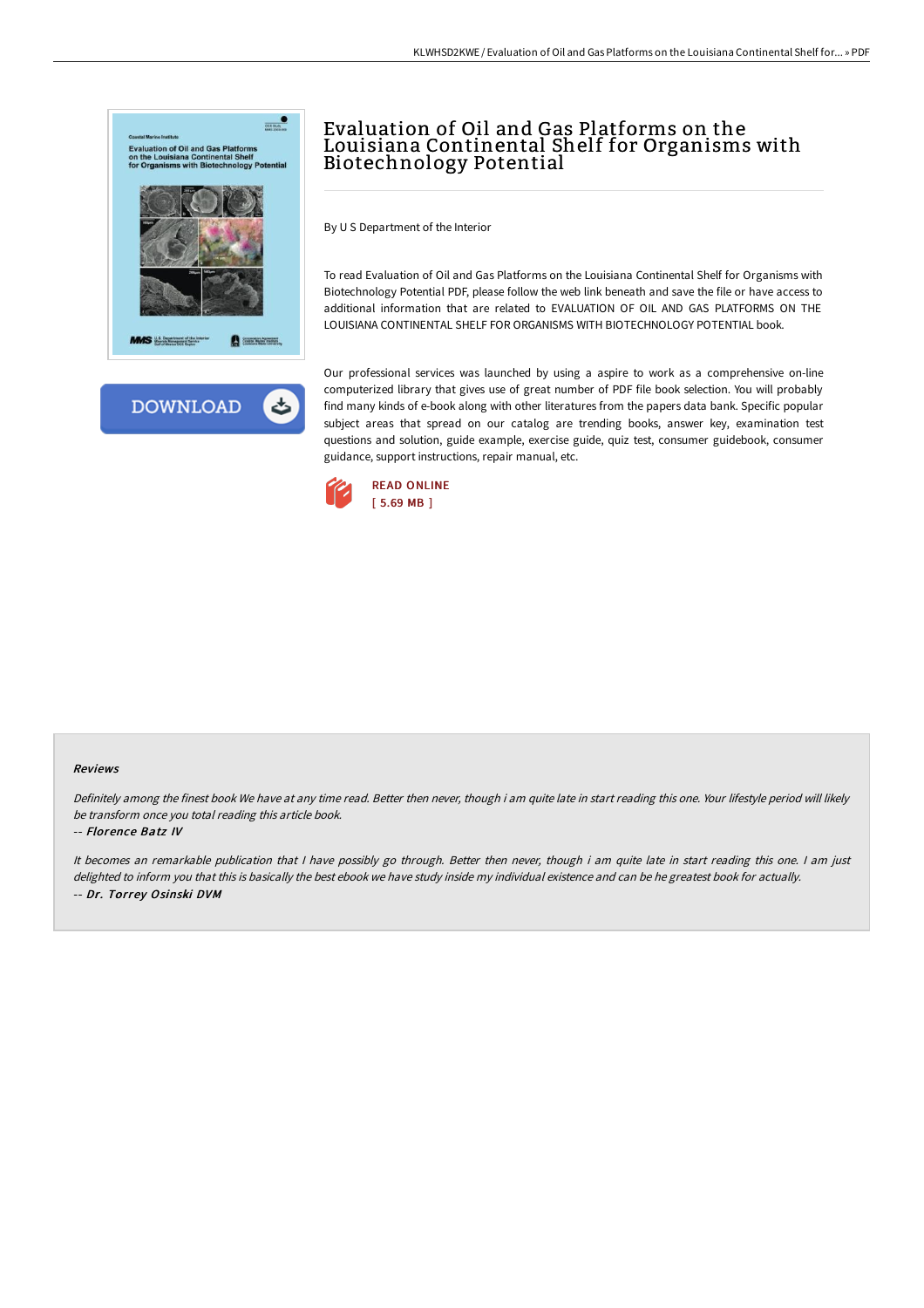# Evaluation of Oil and Gas Platforms on the Louisiana Continental Shelf for Organisms with Biotechnology Potential

By U S Department of the Interior

To read Evaluation of Oil and Gas Platforms on the Louisiana Continental Shelf for Organisms with Biotechnology Potential PDF, please follow the web link beneath and save the file or have access to additional information that are related to EVALUATION OF OIL AND GAS PLATFORMS ON THE LOUISIANA CONTINENTAL SHELF FOR ORGANISMS WITH BIOTECHNOLOGY POTENTIAL book.

Our professional services was launched by using a aspire to work as a comprehensive on-line computerized library that gives use of great number of PDF file book selection. You will probably find many kinds of e-book along with other literatures from the papers data bank. Specific popular subject areas that spread on our catalog are trending books, answer key, examination test questions and solution, guide example, exercise guide, quiz test, consumer guidebook, consumer guidance, support instructions, repair manual, etc.

DOWNLOAD

READ ONLINE
[ 5.69 MB ]

### Reviews

*Definitely among the finest book We have at any time read. Better then never, though i am quite late in start reading this one. Your lifestyle period will likely be transform once you total reading this article book.*

-- *Florence Batz IV*

*It becomes an remarkable publication that I have possibly go through. Better then never, though i am quite late in start reading this one. I am just delighted to inform you that this is basically the best ebook we have study inside my individual existence and can be he greatest book for actually.*

-- *Dr. Torrey Osinski DVM*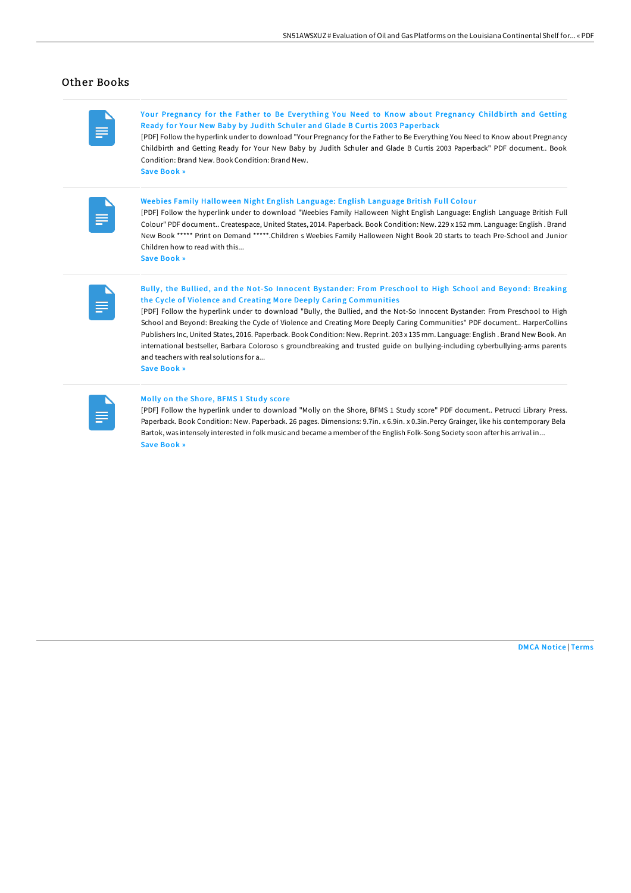## Other Books

### Your Pregnancy for the Father to Be Everything You Need to Know about Pregnancy Childbirth and Getting Ready for Your New Baby by Judith Schuler and Glade B Curtis 2003 Paperback

[PDF] Follow the hyperlink under to download "Your Pregnancy for the Father to Be Everything You Need to Know about Pregnancy Childbirth and Getting Ready for Your New Baby by Judith Schuler and Glade B Curtis 2003 Paperback" PDF document.. Book Condition: Brand New. Book Condition: Brand New.

Save Book »

### Weebies Family Halloween Night English Language: English Language British Full Colour

[PDF] Follow the hyperlink under to download "Weebies Family Halloween Night English Language: English Language British Full Colour" PDF document.. Createspace, United States, 2014. Paperback. Book Condition: New. 229 x 152 mm. Language: English . Brand New Book ***** Print on Demand *****.Children s Weebies Family Halloween Night Book 20 starts to teach Pre-School and Junior Children how to read with this...

Save Book »

### Bully, the Bullied, and the Not-So Innocent Bystander: From Preschool to High School and Beyond: Breaking the Cycle of Violence and Creating More Deeply Caring Communities

[PDF] Follow the hyperlink under to download "Bully, the Bullied, and the Not-So Innocent Bystander: From Preschool to High School and Beyond: Breaking the Cycle of Violence and Creating More Deeply Caring Communities" PDF document.. HarperCollins Publishers Inc, United States, 2016. Paperback. Book Condition: New. Reprint. 203 x 135 mm. Language: English . Brand New Book. An international bestseller, Barbara Coloroso s groundbreaking and trusted guide on bullying-including cyberbullying-arms parents and teachers with real solutions for a...

Save Book »

### Molly on the Shore, BFMS 1 Study score

[PDF] Follow the hyperlink under to download "Molly on the Shore, BFMS 1 Study score" PDF document.. Petrucci Library Press. Paperback. Book Condition: New. Paperback. 26 pages. Dimensions: 9.7in. x 6.9in. x 0.3in.Percy Grainger, like his contemporary Bela Bartok, was intensely interested in folk music and became a member of the English Folk-Song Society soon after his arrival in...

Save Book »

DMCA Notice | Terms